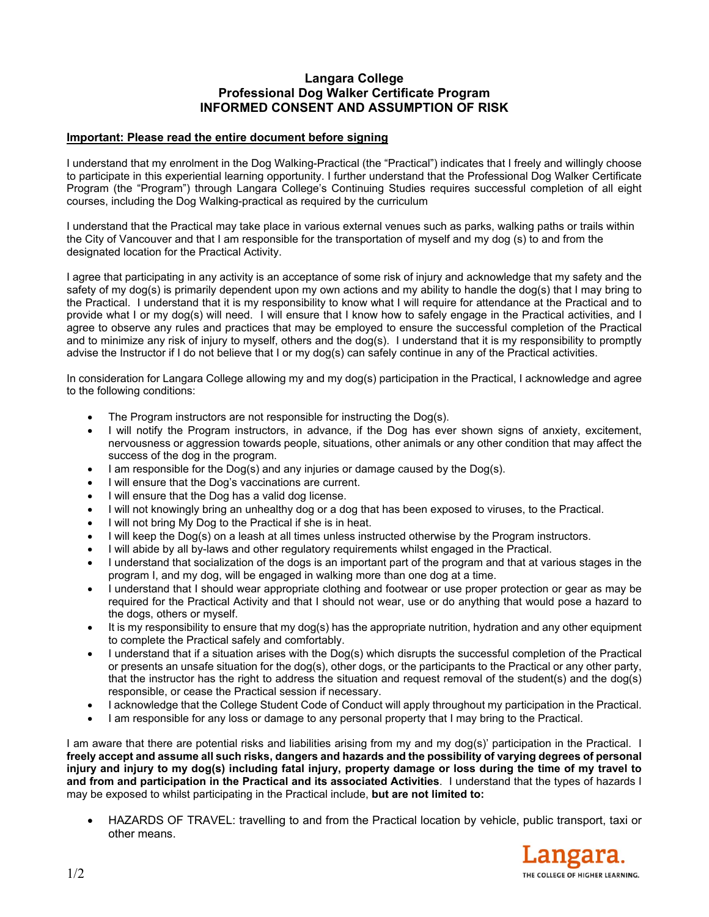# Langara College
## Professional Dog Walker Certificate Program
## INFORMED CONSENT AND ASSUMPTION OF RISK

**Important: Please read the entire document before signing**

I understand that my enrolment in the Dog Walking-Practical (the "Practical") indicates that I freely and willingly choose to participate in this experiential learning opportunity. I further understand that the Professional Dog Walker Certificate Program (the "Program") through Langara College's Continuing Studies requires successful completion of all eight courses, including the Dog Walking-practical as required by the curriculum

I understand that the Practical may take place in various external venues such as parks, walking paths or trails within the City of Vancouver and that I am responsible for the transportation of myself and my dog (s) to and from the designated location for the Practical Activity.

I agree that participating in any activity is an acceptance of some risk of injury and acknowledge that my safety and the safety of my dog(s) is primarily dependent upon my own actions and my ability to handle the dog(s) that I may bring to the Practical. I understand that it is my responsibility to know what I will require for attendance at the Practical and to provide what I or my dog(s) will need. I will ensure that I know how to safely engage in the Practical activities, and I agree to observe any rules and practices that may be employed to ensure the successful completion of the Practical and to minimize any risk of injury to myself, others and the dog(s). I understand that it is my responsibility to promptly advise the Instructor if I do not believe that I or my dog(s) can safely continue in any of the Practical activities.

In consideration for Langara College allowing my and my dog(s) participation in the Practical, I acknowledge and agree to the following conditions:

- The Program instructors are not responsible for instructing the Dog(s).
- I will notify the Program instructors, in advance, if the Dog has ever shown signs of anxiety, excitement, nervousness or aggression towards people, situations, other animals or any other condition that may affect the success of the dog in the program.
- I am responsible for the Dog(s) and any injuries or damage caused by the Dog(s).
- I will ensure that the Dog's vaccinations are current.
- I will ensure that the Dog has a valid dog license.
- I will not knowingly bring an unhealthy dog or a dog that has been exposed to viruses, to the Practical.
- I will not bring My Dog to the Practical if she is in heat.
- I will keep the Dog(s) on a leash at all times unless instructed otherwise by the Program instructors.
- I will abide by all by-laws and other regulatory requirements whilst engaged in the Practical.
- I understand that socialization of the dogs is an important part of the program and that at various stages in the program I, and my dog, will be engaged in walking more than one dog at a time.
- I understand that I should wear appropriate clothing and footwear or use proper protection or gear as may be required for the Practical Activity and that I should not wear, use or do anything that would pose a hazard to the dogs, others or myself.
- It is my responsibility to ensure that my dog(s) has the appropriate nutrition, hydration and any other equipment to complete the Practical safely and comfortably.
- I understand that if a situation arises with the Dog(s) which disrupts the successful completion of the Practical or presents an unsafe situation for the dog(s), other dogs, or the participants to the Practical or any other party, that the instructor has the right to address the situation and request removal of the student(s) and the dog(s) responsible, or cease the Practical session if necessary.
- I acknowledge that the College Student Code of Conduct will apply throughout my participation in the Practical.
- I am responsible for any loss or damage to any personal property that I may bring to the Practical.

I am aware that there are potential risks and liabilities arising from my and my dog(s)' participation in the Practical. I **freely accept and assume all such risks, dangers and hazards and the possibility of varying degrees of personal injury and injury to my dog(s) including fatal injury, property damage or loss during the time of my travel to and from and participation in the Practical and its associated Activities**. I understand that the types of hazards I may be exposed to whilst participating in the Practical include, **but are not limited to:**

- HAZARDS OF TRAVEL: travelling to and from the Practical location by vehicle, public transport, taxi or other means.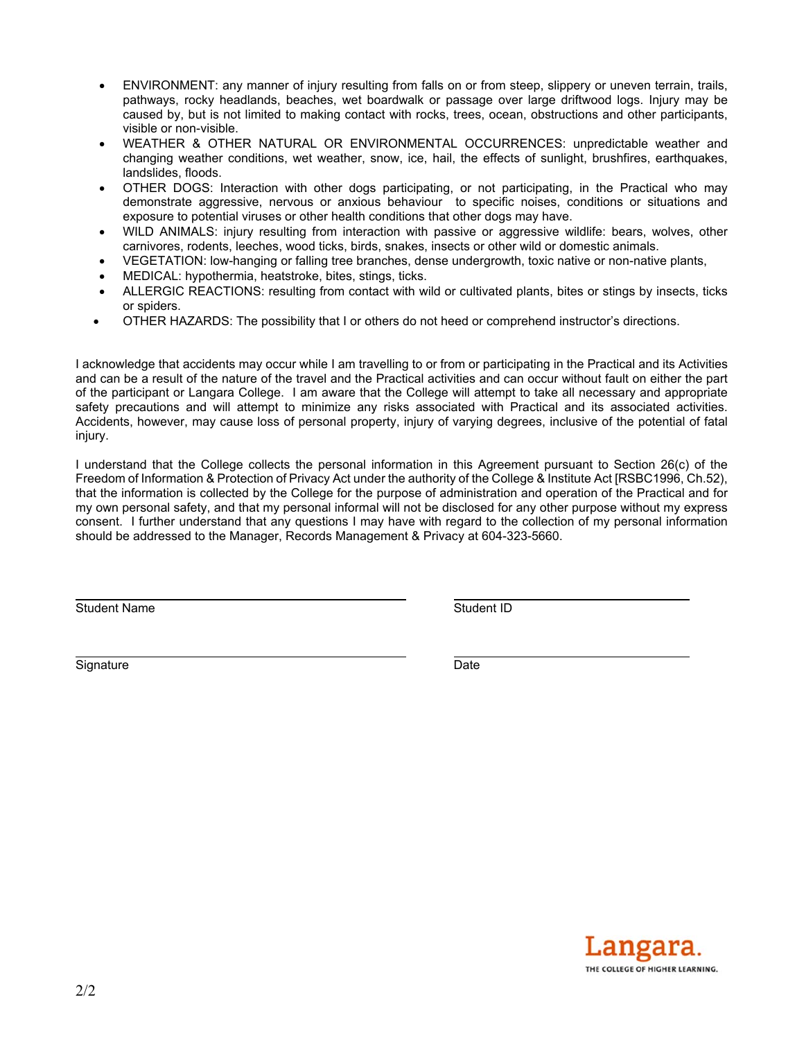- ENVIRONMENT: any manner of injury resulting from falls on or from steep, slippery or uneven terrain, trails, pathways, rocky headlands, beaches, wet boardwalk or passage over large driftwood logs. Injury may be caused by, but is not limited to making contact with rocks, trees, ocean, obstructions and other participants, visible or non-visible.
- WEATHER & OTHER NATURAL OR ENVIRONMENTAL OCCURRENCES: unpredictable weather and changing weather conditions, wet weather, snow, ice, hail, the effects of sunlight, brushfires, earthquakes, landslides, floods.
- OTHER DOGS: Interaction with other dogs participating, or not participating, in the Practical who may demonstrate aggressive, nervous or anxious behaviour to specific noises, conditions or situations and exposure to potential viruses or other health conditions that other dogs may have.
- WILD ANIMALS: injury resulting from interaction with passive or aggressive wildlife: bears, wolves, other carnivores, rodents, leeches, wood ticks, birds, snakes, insects or other wild or domestic animals.
- VEGETATION: low-hanging or falling tree branches, dense undergrowth, toxic native or non-native plants,
- MEDICAL: hypothermia, heatstroke, bites, stings, ticks.
- ALLERGIC REACTIONS: resulting from contact with wild or cultivated plants, bites or stings by insects, ticks or spiders.
- OTHER HAZARDS: The possibility that I or others do not heed or comprehend instructor's directions.

I acknowledge that accidents may occur while I am travelling to or from or participating in the Practical and its Activities and can be a result of the nature of the travel and the Practical activities and can occur without fault on either the part of the participant or Langara College. I am aware that the College will attempt to take all necessary and appropriate safety precautions and will attempt to minimize any risks associated with Practical and its associated activities. Accidents, however, may cause loss of personal property, injury of varying degrees, inclusive of the potential of fatal injury.

I understand that the College collects the personal information in this Agreement pursuant to Section 26(c) of the Freedom of Information & Protection of Privacy Act under the authority of the College & Institute Act [RSBC1996, Ch.52), that the information is collected by the College for the purpose of administration and operation of the Practical and for my own personal safety, and that my personal informal will not be disclosed for any other purpose without my express consent. I further understand that any questions I may have with regard to the collection of my personal information should be addressed to the Manager, Records Management & Privacy at 604-323-5660.

Student Name ______________________ Student ID ______________________

Signature ______________________ Date ______________________

Langara.
THE COLLEGE OF HIGHER LEARNING.